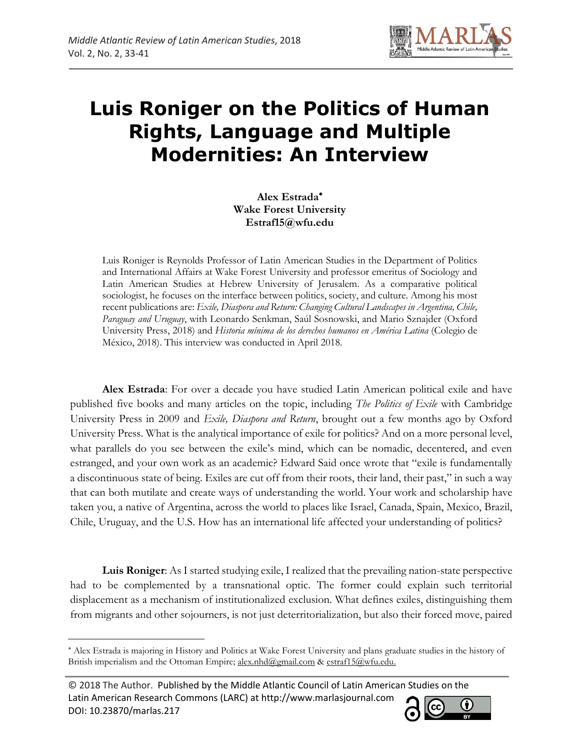# Luis Roniger on the Politics of Human Rights, Language and Multiple Modernities: An Interview

**Alex Estrada*[*]***
**Wake Forest University**
**Estraf15@wfu.edu**

Luis Roniger is Reynolds Professor of Latin American Studies in the Department of Politics and International Affairs at Wake Forest University and professor emeritus of Sociology and Latin American Studies at Hebrew University of Jerusalem. As a comparative political sociologist, he focuses on the interface between politics, society, and culture. Among his most recent publications are: *Exile, Diaspora and Return: Changing Cultural Landscapes in Argentina, Chile, Paraguay and Uruguay*, with Leonardo Senkman, Saúl Sosnowski, and Mario Sznajder (Oxford University Press, 2018) and *Historia mínima de los derechos humanos en América Latina* (Colegio de México, 2018). This interview was conducted in April 2018.

**Alex Estrada**: For over a decade you have studied Latin American political exile and have published five books and many articles on the topic, including *The Politics of Exile* with Cambridge University Press in 2009 and *Exile, Diaspora and Return*, brought out a few months ago by Oxford University Press. What is the analytical importance of exile for politics? And on a more personal level, what parallels do you see between the exile's mind, which can be nomadic, decentered, and even estranged, and your own work as an academic? Edward Said once wrote that "exile is fundamentally a discontinuous state of being. Exiles are cut off from their roots, their land, their past," in such a way that can both mutilate and create ways of understanding the world. Your work and scholarship have taken you, a native of Argentina, across the world to places like Israel, Canada, Spain, Mexico, Brazil, Chile, Uruguay, and the U.S. How has an international life affected your understanding of politics?

**Luis Roniger**: As I started studying exile, I realized that the prevailing nation-state perspective had to be complemented by a transnational optic. The former could explain such territorial displacement as a mechanism of institutionalized exclusion. What defines exiles, distinguishing them from migrants and other sojourners, is not just deterritorialization, but also their forced move, paired

---

[*] Alex Estrada is majoring in History and Politics at Wake Forest University and plans graduate studies in the history of British imperialism and the Ottoman Empire; alex.nhd@gmail.com & estraf15@wfu.edu.

© 2018 The Author. Published by the Middle Atlantic Council of Latin American Studies on the Latin American Research Commons (LARC) at http://www.marlasjournal.com
DOI: 10.23870/marlas.217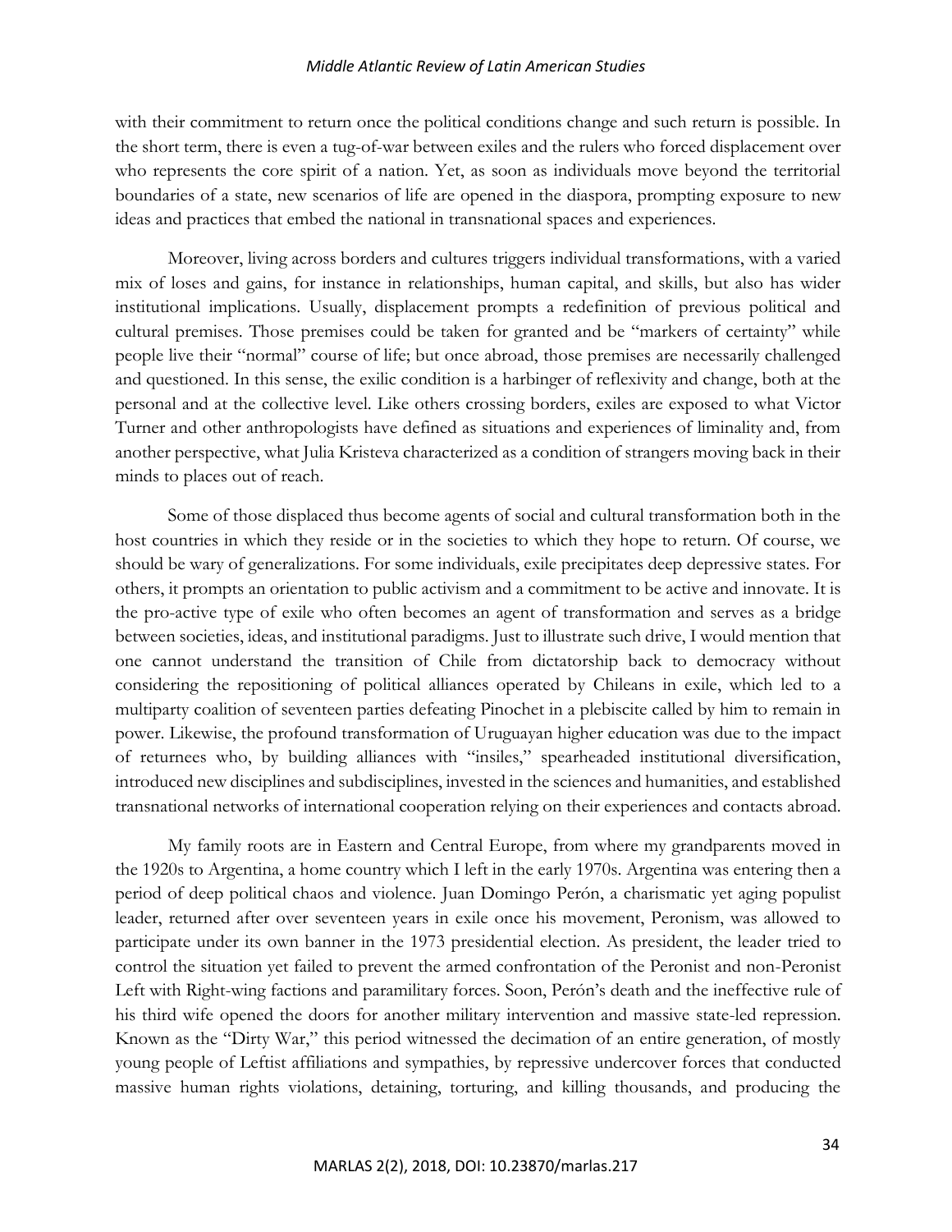with their commitment to return once the political conditions change and such return is possible. In the short term, there is even a tug-of-war between exiles and the rulers who forced displacement over who represents the core spirit of a nation. Yet, as soon as individuals move beyond the territorial boundaries of a state, new scenarios of life are opened in the diaspora, prompting exposure to new ideas and practices that embed the national in transnational spaces and experiences.

Moreover, living across borders and cultures triggers individual transformations, with a varied mix of loses and gains, for instance in relationships, human capital, and skills, but also has wider institutional implications. Usually, displacement prompts a redefinition of previous political and cultural premises. Those premises could be taken for granted and be "markers of certainty" while people live their "normal" course of life; but once abroad, those premises are necessarily challenged and questioned. In this sense, the exilic condition is a harbinger of reflexivity and change, both at the personal and at the collective level. Like others crossing borders, exiles are exposed to what Victor Turner and other anthropologists have defined as situations and experiences of liminality and, from another perspective, what Julia Kristeva characterized as a condition of strangers moving back in their minds to places out of reach.

Some of those displaced thus become agents of social and cultural transformation both in the host countries in which they reside or in the societies to which they hope to return. Of course, we should be wary of generalizations. For some individuals, exile precipitates deep depressive states. For others, it prompts an orientation to public activism and a commitment to be active and innovate. It is the pro-active type of exile who often becomes an agent of transformation and serves as a bridge between societies, ideas, and institutional paradigms. Just to illustrate such drive, I would mention that one cannot understand the transition of Chile from dictatorship back to democracy without considering the repositioning of political alliances operated by Chileans in exile, which led to a multiparty coalition of seventeen parties defeating Pinochet in a plebiscite called by him to remain in power. Likewise, the profound transformation of Uruguayan higher education was due to the impact of returnees who, by building alliances with "insiles," spearheaded institutional diversification, introduced new disciplines and subdisciplines, invested in the sciences and humanities, and established transnational networks of international cooperation relying on their experiences and contacts abroad.

My family roots are in Eastern and Central Europe, from where my grandparents moved in the 1920s to Argentina, a home country which I left in the early 1970s. Argentina was entering then a period of deep political chaos and violence. Juan Domingo Perón, a charismatic yet aging populist leader, returned after over seventeen years in exile once his movement, Peronism, was allowed to participate under its own banner in the 1973 presidential election. As president, the leader tried to control the situation yet failed to prevent the armed confrontation of the Peronist and non-Peronist Left with Right-wing factions and paramilitary forces. Soon, Perón's death and the ineffective rule of his third wife opened the doors for another military intervention and massive state-led repression. Known as the "Dirty War," this period witnessed the decimation of an entire generation, of mostly young people of Leftist affiliations and sympathies, by repressive undercover forces that conducted massive human rights violations, detaining, torturing, and killing thousands, and producing the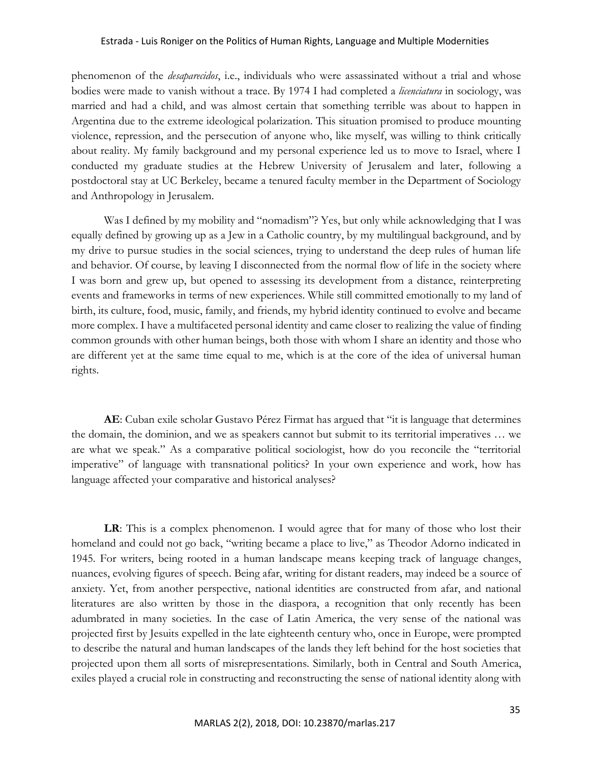phenomenon of the *desaparecidos*, i.e., individuals who were assassinated without a trial and whose bodies were made to vanish without a trace. By 1974 I had completed a *licenciatura* in sociology, was married and had a child, and was almost certain that something terrible was about to happen in Argentina due to the extreme ideological polarization. This situation promised to produce mounting violence, repression, and the persecution of anyone who, like myself, was willing to think critically about reality. My family background and my personal experience led us to move to Israel, where I conducted my graduate studies at the Hebrew University of Jerusalem and later, following a postdoctoral stay at UC Berkeley, became a tenured faculty member in the Department of Sociology and Anthropology in Jerusalem.

Was I defined by my mobility and "nomadism"? Yes, but only while acknowledging that I was equally defined by growing up as a Jew in a Catholic country, by my multilingual background, and by my drive to pursue studies in the social sciences, trying to understand the deep rules of human life and behavior. Of course, by leaving I disconnected from the normal flow of life in the society where I was born and grew up, but opened to assessing its development from a distance, reinterpreting events and frameworks in terms of new experiences. While still committed emotionally to my land of birth, its culture, food, music, family, and friends, my hybrid identity continued to evolve and became more complex. I have a multifaceted personal identity and came closer to realizing the value of finding common grounds with other human beings, both those with whom I share an identity and those who are different yet at the same time equal to me, which is at the core of the idea of universal human rights.

**AE**: Cuban exile scholar Gustavo Pérez Firmat has argued that "it is language that determines the domain, the dominion, and we as speakers cannot but submit to its territorial imperatives … we are what we speak." As a comparative political sociologist, how do you reconcile the "territorial imperative" of language with transnational politics? In your own experience and work, how has language affected your comparative and historical analyses?

**LR**: This is a complex phenomenon. I would agree that for many of those who lost their homeland and could not go back, "writing became a place to live," as Theodor Adorno indicated in 1945. For writers, being rooted in a human landscape means keeping track of language changes, nuances, evolving figures of speech. Being afar, writing for distant readers, may indeed be a source of anxiety. Yet, from another perspective, national identities are constructed from afar, and national literatures are also written by those in the diaspora, a recognition that only recently has been adumbrated in many societies. In the case of Latin America, the very sense of the national was projected first by Jesuits expelled in the late eighteenth century who, once in Europe, were prompted to describe the natural and human landscapes of the lands they left behind for the host societies that projected upon them all sorts of misrepresentations. Similarly, both in Central and South America, exiles played a crucial role in constructing and reconstructing the sense of national identity along with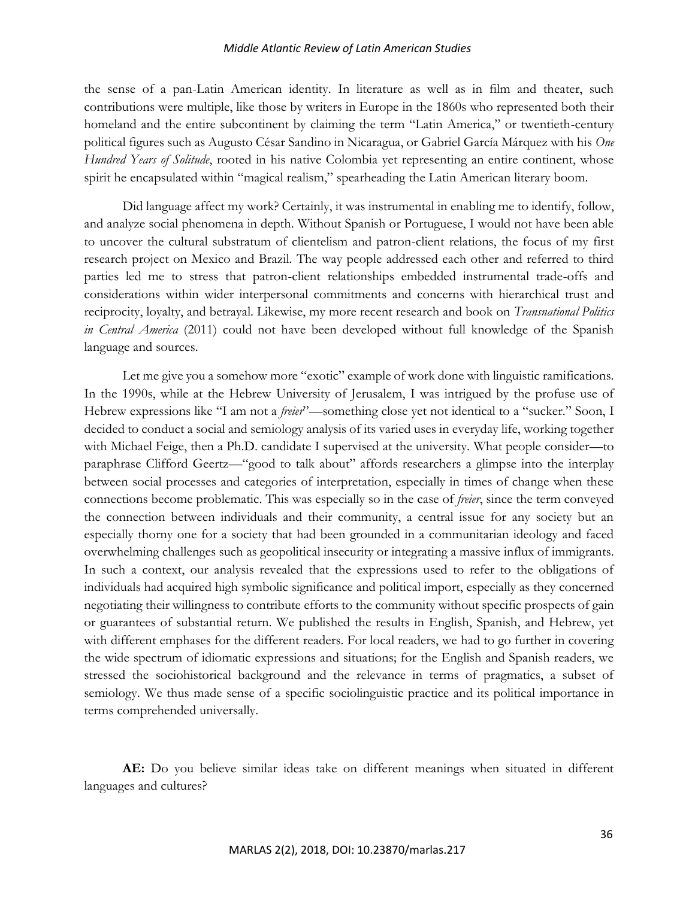the sense of a pan-Latin American identity. In literature as well as in film and theater, such contributions were multiple, like those by writers in Europe in the 1860s who represented both their homeland and the entire subcontinent by claiming the term "Latin America," or twentieth-century political figures such as Augusto César Sandino in Nicaragua, or Gabriel García Márquez with his *One Hundred Years of Solitude*, rooted in his native Colombia yet representing an entire continent, whose spirit he encapsulated within "magical realism," spearheading the Latin American literary boom.

Did language affect my work? Certainly, it was instrumental in enabling me to identify, follow, and analyze social phenomena in depth. Without Spanish or Portuguese, I would not have been able to uncover the cultural substratum of clientelism and patron-client relations, the focus of my first research project on Mexico and Brazil. The way people addressed each other and referred to third parties led me to stress that patron-client relationships embedded instrumental trade-offs and considerations within wider interpersonal commitments and concerns with hierarchical trust and reciprocity, loyalty, and betrayal. Likewise, my more recent research and book on *Transnational Politics in Central America* (2011) could not have been developed without full knowledge of the Spanish language and sources.

Let me give you a somehow more "exotic" example of work done with linguistic ramifications. In the 1990s, while at the Hebrew University of Jerusalem, I was intrigued by the profuse use of Hebrew expressions like "I am not a *freier*"—something close yet not identical to a "sucker." Soon, I decided to conduct a social and semiology analysis of its varied uses in everyday life, working together with Michael Feige, then a Ph.D. candidate I supervised at the university. What people consider—to paraphrase Clifford Geertz—"good to talk about" affords researchers a glimpse into the interplay between social processes and categories of interpretation, especially in times of change when these connections become problematic. This was especially so in the case of *freier*, since the term conveyed the connection between individuals and their community, a central issue for any society but an especially thorny one for a society that had been grounded in a communitarian ideology and faced overwhelming challenges such as geopolitical insecurity or integrating a massive influx of immigrants. In such a context, our analysis revealed that the expressions used to refer to the obligations of individuals had acquired high symbolic significance and political import, especially as they concerned negotiating their willingness to contribute efforts to the community without specific prospects of gain or guarantees of substantial return. We published the results in English, Spanish, and Hebrew, yet with different emphases for the different readers. For local readers, we had to go further in covering the wide spectrum of idiomatic expressions and situations; for the English and Spanish readers, we stressed the sociohistorical background and the relevance in terms of pragmatics, a subset of semiology. We thus made sense of a specific sociolinguistic practice and its political importance in terms comprehended universally.

**AE:** Do you believe similar ideas take on different meanings when situated in different languages and cultures?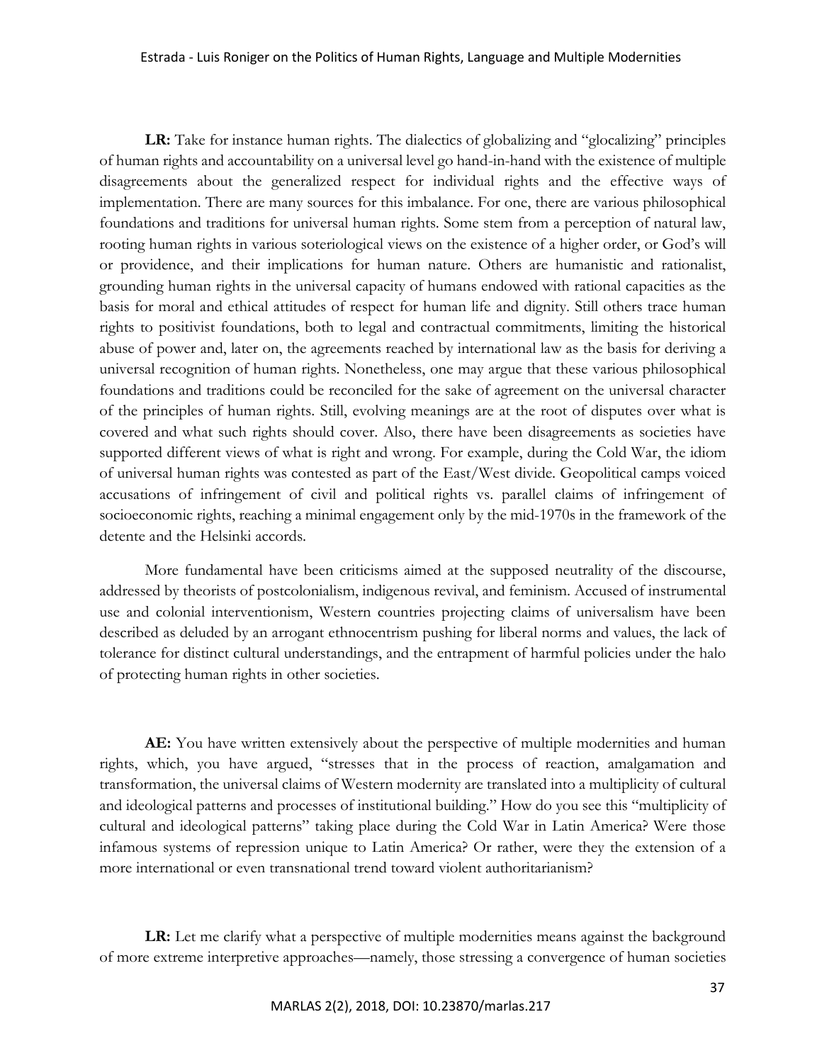**LR:** Take for instance human rights. The dialectics of globalizing and "glocalizing" principles of human rights and accountability on a universal level go hand-in-hand with the existence of multiple disagreements about the generalized respect for individual rights and the effective ways of implementation. There are many sources for this imbalance. For one, there are various philosophical foundations and traditions for universal human rights. Some stem from a perception of natural law, rooting human rights in various soteriological views on the existence of a higher order, or God's will or providence, and their implications for human nature. Others are humanistic and rationalist, grounding human rights in the universal capacity of humans endowed with rational capacities as the basis for moral and ethical attitudes of respect for human life and dignity. Still others trace human rights to positivist foundations, both to legal and contractual commitments, limiting the historical abuse of power and, later on, the agreements reached by international law as the basis for deriving a universal recognition of human rights. Nonetheless, one may argue that these various philosophical foundations and traditions could be reconciled for the sake of agreement on the universal character of the principles of human rights. Still, evolving meanings are at the root of disputes over what is covered and what such rights should cover. Also, there have been disagreements as societies have supported different views of what is right and wrong. For example, during the Cold War, the idiom of universal human rights was contested as part of the East/West divide. Geopolitical camps voiced accusations of infringement of civil and political rights vs. parallel claims of infringement of socioeconomic rights, reaching a minimal engagement only by the mid-1970s in the framework of the detente and the Helsinki accords.

More fundamental have been criticisms aimed at the supposed neutrality of the discourse, addressed by theorists of postcolonialism, indigenous revival, and feminism. Accused of instrumental use and colonial interventionism, Western countries projecting claims of universalism have been described as deluded by an arrogant ethnocentrism pushing for liberal norms and values, the lack of tolerance for distinct cultural understandings, and the entrapment of harmful policies under the halo of protecting human rights in other societies.

**AE:** You have written extensively about the perspective of multiple modernities and human rights, which, you have argued, "stresses that in the process of reaction, amalgamation and transformation, the universal claims of Western modernity are translated into a multiplicity of cultural and ideological patterns and processes of institutional building." How do you see this "multiplicity of cultural and ideological patterns" taking place during the Cold War in Latin America? Were those infamous systems of repression unique to Latin America? Or rather, were they the extension of a more international or even transnational trend toward violent authoritarianism?

**LR:** Let me clarify what a perspective of multiple modernities means against the background of more extreme interpretive approaches—namely, those stressing a convergence of human societies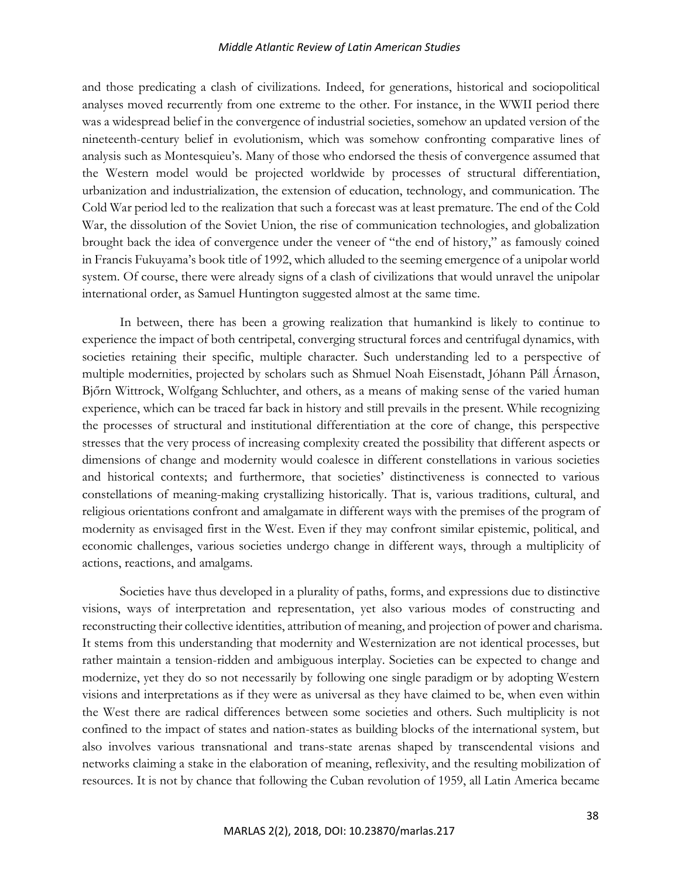and those predicating a clash of civilizations. Indeed, for generations, historical and sociopolitical analyses moved recurrently from one extreme to the other. For instance, in the WWII period there was a widespread belief in the convergence of industrial societies, somehow an updated version of the nineteenth-century belief in evolutionism, which was somehow confronting comparative lines of analysis such as Montesquieu's. Many of those who endorsed the thesis of convergence assumed that the Western model would be projected worldwide by processes of structural differentiation, urbanization and industrialization, the extension of education, technology, and communication. The Cold War period led to the realization that such a forecast was at least premature. The end of the Cold War, the dissolution of the Soviet Union, the rise of communication technologies, and globalization brought back the idea of convergence under the veneer of "the end of history," as famously coined in Francis Fukuyama's book title of 1992, which alluded to the seeming emergence of a unipolar world system. Of course, there were already signs of a clash of civilizations that would unravel the unipolar international order, as Samuel Huntington suggested almost at the same time.

In between, there has been a growing realization that humankind is likely to continue to experience the impact of both centripetal, converging structural forces and centrifugal dynamics, with societies retaining their specific, multiple character. Such understanding led to a perspective of multiple modernities, projected by scholars such as Shmuel Noah Eisenstadt, Jóhann Páll Árnason, Bjőrn Wittrock, Wolfgang Schluchter, and others, as a means of making sense of the varied human experience, which can be traced far back in history and still prevails in the present. While recognizing the processes of structural and institutional differentiation at the core of change, this perspective stresses that the very process of increasing complexity created the possibility that different aspects or dimensions of change and modernity would coalesce in different constellations in various societies and historical contexts; and furthermore, that societies' distinctiveness is connected to various constellations of meaning-making crystallizing historically. That is, various traditions, cultural, and religious orientations confront and amalgamate in different ways with the premises of the program of modernity as envisaged first in the West. Even if they may confront similar epistemic, political, and economic challenges, various societies undergo change in different ways, through a multiplicity of actions, reactions, and amalgams.

Societies have thus developed in a plurality of paths, forms, and expressions due to distinctive visions, ways of interpretation and representation, yet also various modes of constructing and reconstructing their collective identities, attribution of meaning, and projection of power and charisma. It stems from this understanding that modernity and Westernization are not identical processes, but rather maintain a tension-ridden and ambiguous interplay. Societies can be expected to change and modernize, yet they do so not necessarily by following one single paradigm or by adopting Western visions and interpretations as if they were as universal as they have claimed to be, when even within the West there are radical differences between some societies and others. Such multiplicity is not confined to the impact of states and nation-states as building blocks of the international system, but also involves various transnational and trans-state arenas shaped by transcendental visions and networks claiming a stake in the elaboration of meaning, reflexivity, and the resulting mobilization of resources. It is not by chance that following the Cuban revolution of 1959, all Latin America became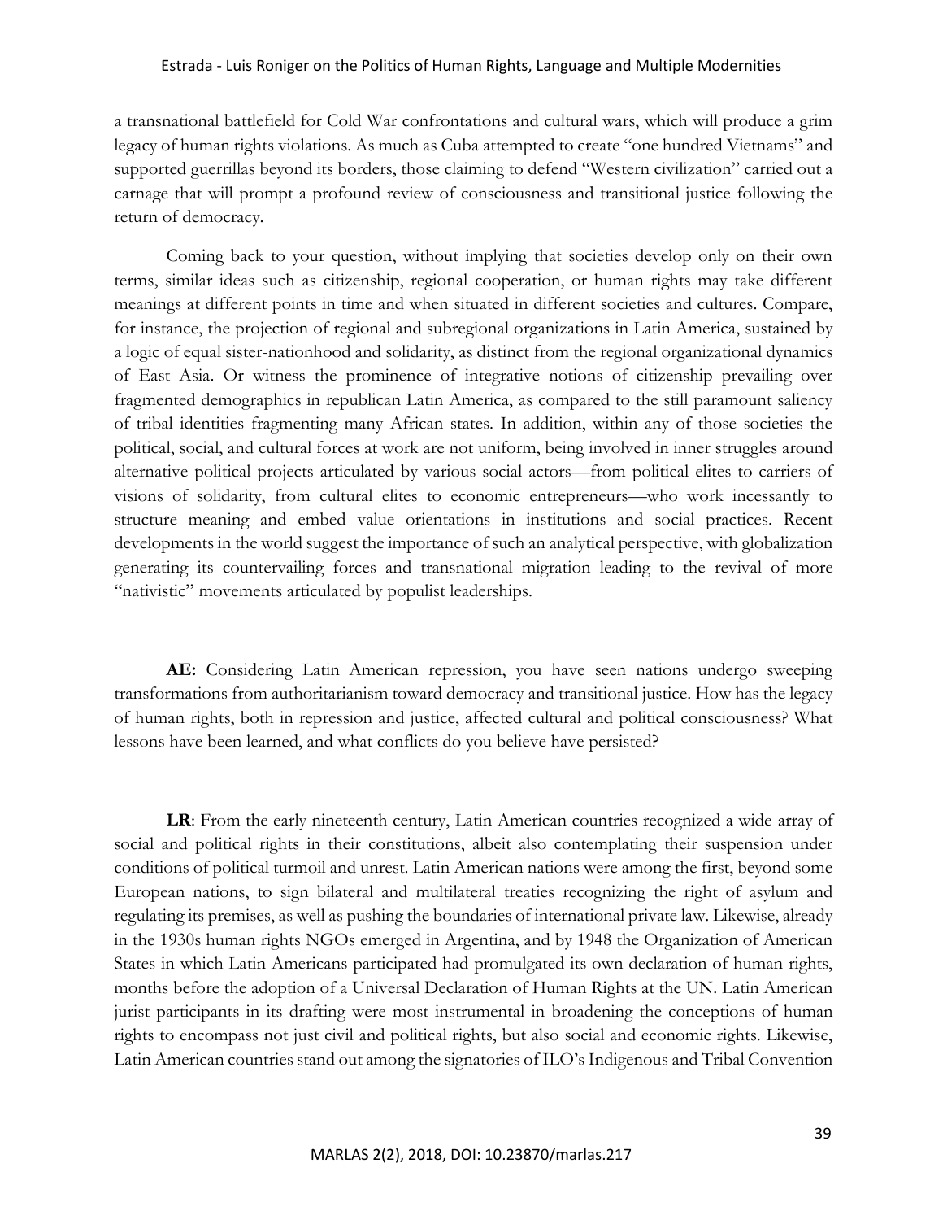a transnational battlefield for Cold War confrontations and cultural wars, which will produce a grim legacy of human rights violations. As much as Cuba attempted to create "one hundred Vietnams" and supported guerrillas beyond its borders, those claiming to defend "Western civilization" carried out a carnage that will prompt a profound review of consciousness and transitional justice following the return of democracy.

Coming back to your question, without implying that societies develop only on their own terms, similar ideas such as citizenship, regional cooperation, or human rights may take different meanings at different points in time and when situated in different societies and cultures. Compare, for instance, the projection of regional and subregional organizations in Latin America, sustained by a logic of equal sister-nationhood and solidarity, as distinct from the regional organizational dynamics of East Asia. Or witness the prominence of integrative notions of citizenship prevailing over fragmented demographics in republican Latin America, as compared to the still paramount saliency of tribal identities fragmenting many African states. In addition, within any of those societies the political, social, and cultural forces at work are not uniform, being involved in inner struggles around alternative political projects articulated by various social actors—from political elites to carriers of visions of solidarity, from cultural elites to economic entrepreneurs—who work incessantly to structure meaning and embed value orientations in institutions and social practices. Recent developments in the world suggest the importance of such an analytical perspective, with globalization generating its countervailing forces and transnational migration leading to the revival of more "nativistic" movements articulated by populist leaderships.

**AE:** Considering Latin American repression, you have seen nations undergo sweeping transformations from authoritarianism toward democracy and transitional justice. How has the legacy of human rights, both in repression and justice, affected cultural and political consciousness? What lessons have been learned, and what conflicts do you believe have persisted?

**LR**: From the early nineteenth century, Latin American countries recognized a wide array of social and political rights in their constitutions, albeit also contemplating their suspension under conditions of political turmoil and unrest. Latin American nations were among the first, beyond some European nations, to sign bilateral and multilateral treaties recognizing the right of asylum and regulating its premises, as well as pushing the boundaries of international private law. Likewise, already in the 1930s human rights NGOs emerged in Argentina, and by 1948 the Organization of American States in which Latin Americans participated had promulgated its own declaration of human rights, months before the adoption of a Universal Declaration of Human Rights at the UN. Latin American jurist participants in its drafting were most instrumental in broadening the conceptions of human rights to encompass not just civil and political rights, but also social and economic rights. Likewise, Latin American countries stand out among the signatories of ILO's Indigenous and Tribal Convention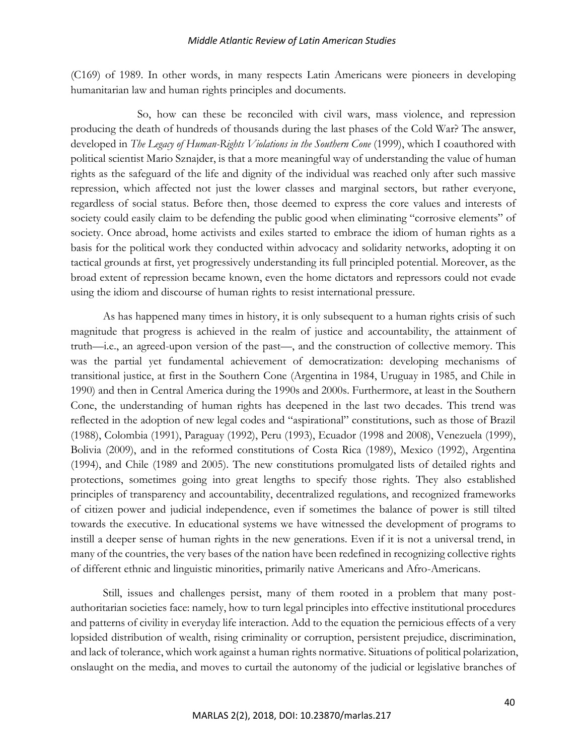(C169) of 1989. In other words, in many respects Latin Americans were pioneers in developing humanitarian law and human rights principles and documents.

So, how can these be reconciled with civil wars, mass violence, and repression producing the death of hundreds of thousands during the last phases of the Cold War? The answer, developed in *The Legacy of Human-Rights Violations in the Southern Cone* (1999), which I coauthored with political scientist Mario Sznajder, is that a more meaningful way of understanding the value of human rights as the safeguard of the life and dignity of the individual was reached only after such massive repression, which affected not just the lower classes and marginal sectors, but rather everyone, regardless of social status. Before then, those deemed to express the core values and interests of society could easily claim to be defending the public good when eliminating "corrosive elements" of society. Once abroad, home activists and exiles started to embrace the idiom of human rights as a basis for the political work they conducted within advocacy and solidarity networks, adopting it on tactical grounds at first, yet progressively understanding its full principled potential. Moreover, as the broad extent of repression became known, even the home dictators and repressors could not evade using the idiom and discourse of human rights to resist international pressure.

As has happened many times in history, it is only subsequent to a human rights crisis of such magnitude that progress is achieved in the realm of justice and accountability, the attainment of truth—i.e., an agreed-upon version of the past—, and the construction of collective memory. This was the partial yet fundamental achievement of democratization: developing mechanisms of transitional justice, at first in the Southern Cone (Argentina in 1984, Uruguay in 1985, and Chile in 1990) and then in Central America during the 1990s and 2000s. Furthermore, at least in the Southern Cone, the understanding of human rights has deepened in the last two decades. This trend was reflected in the adoption of new legal codes and "aspirational" constitutions, such as those of Brazil (1988), Colombia (1991), Paraguay (1992), Peru (1993), Ecuador (1998 and 2008), Venezuela (1999), Bolivia (2009), and in the reformed constitutions of Costa Rica (1989), Mexico (1992), Argentina (1994), and Chile (1989 and 2005). The new constitutions promulgated lists of detailed rights and protections, sometimes going into great lengths to specify those rights. They also established principles of transparency and accountability, decentralized regulations, and recognized frameworks of citizen power and judicial independence, even if sometimes the balance of power is still tilted towards the executive. In educational systems we have witnessed the development of programs to instill a deeper sense of human rights in the new generations. Even if it is not a universal trend, in many of the countries, the very bases of the nation have been redefined in recognizing collective rights of different ethnic and linguistic minorities, primarily native Americans and Afro-Americans.

Still, issues and challenges persist, many of them rooted in a problem that many post-authoritarian societies face: namely, how to turn legal principles into effective institutional procedures and patterns of civility in everyday life interaction. Add to the equation the pernicious effects of a very lopsided distribution of wealth, rising criminality or corruption, persistent prejudice, discrimination, and lack of tolerance, which work against a human rights normative. Situations of political polarization, onslaught on the media, and moves to curtail the autonomy of the judicial or legislative branches of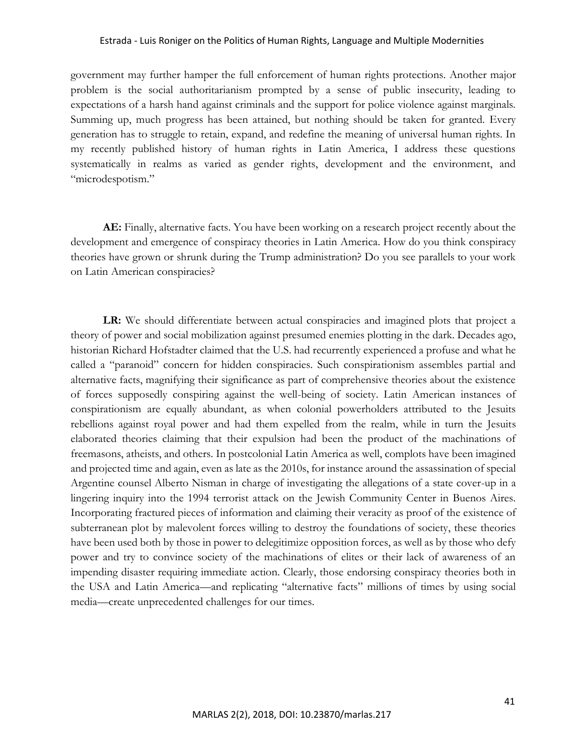government may further hamper the full enforcement of human rights protections. Another major problem is the social authoritarianism prompted by a sense of public insecurity, leading to expectations of a harsh hand against criminals and the support for police violence against marginals. Summing up, much progress has been attained, but nothing should be taken for granted. Every generation has to struggle to retain, expand, and redefine the meaning of universal human rights. In my recently published history of human rights in Latin America, I address these questions systematically in realms as varied as gender rights, development and the environment, and "microdespotism."

**AE:** Finally, alternative facts. You have been working on a research project recently about the development and emergence of conspiracy theories in Latin America. How do you think conspiracy theories have grown or shrunk during the Trump administration? Do you see parallels to your work on Latin American conspiracies?

**LR:** We should differentiate between actual conspiracies and imagined plots that project a theory of power and social mobilization against presumed enemies plotting in the dark. Decades ago, historian Richard Hofstadter claimed that the U.S. had recurrently experienced a profuse and what he called a "paranoid" concern for hidden conspiracies. Such conspirationism assembles partial and alternative facts, magnifying their significance as part of comprehensive theories about the existence of forces supposedly conspiring against the well-being of society. Latin American instances of conspirationism are equally abundant, as when colonial powerholders attributed to the Jesuits rebellions against royal power and had them expelled from the realm, while in turn the Jesuits elaborated theories claiming that their expulsion had been the product of the machinations of freemasons, atheists, and others. In postcolonial Latin America as well, complots have been imagined and projected time and again, even as late as the 2010s, for instance around the assassination of special Argentine counsel Alberto Nisman in charge of investigating the allegations of a state cover-up in a lingering inquiry into the 1994 terrorist attack on the Jewish Community Center in Buenos Aires. Incorporating fractured pieces of information and claiming their veracity as proof of the existence of subterranean plot by malevolent forces willing to destroy the foundations of society, these theories have been used both by those in power to delegitimize opposition forces, as well as by those who defy power and try to convince society of the machinations of elites or their lack of awareness of an impending disaster requiring immediate action. Clearly, those endorsing conspiracy theories both in the USA and Latin America—and replicating "alternative facts" millions of times by using social media—create unprecedented challenges for our times.